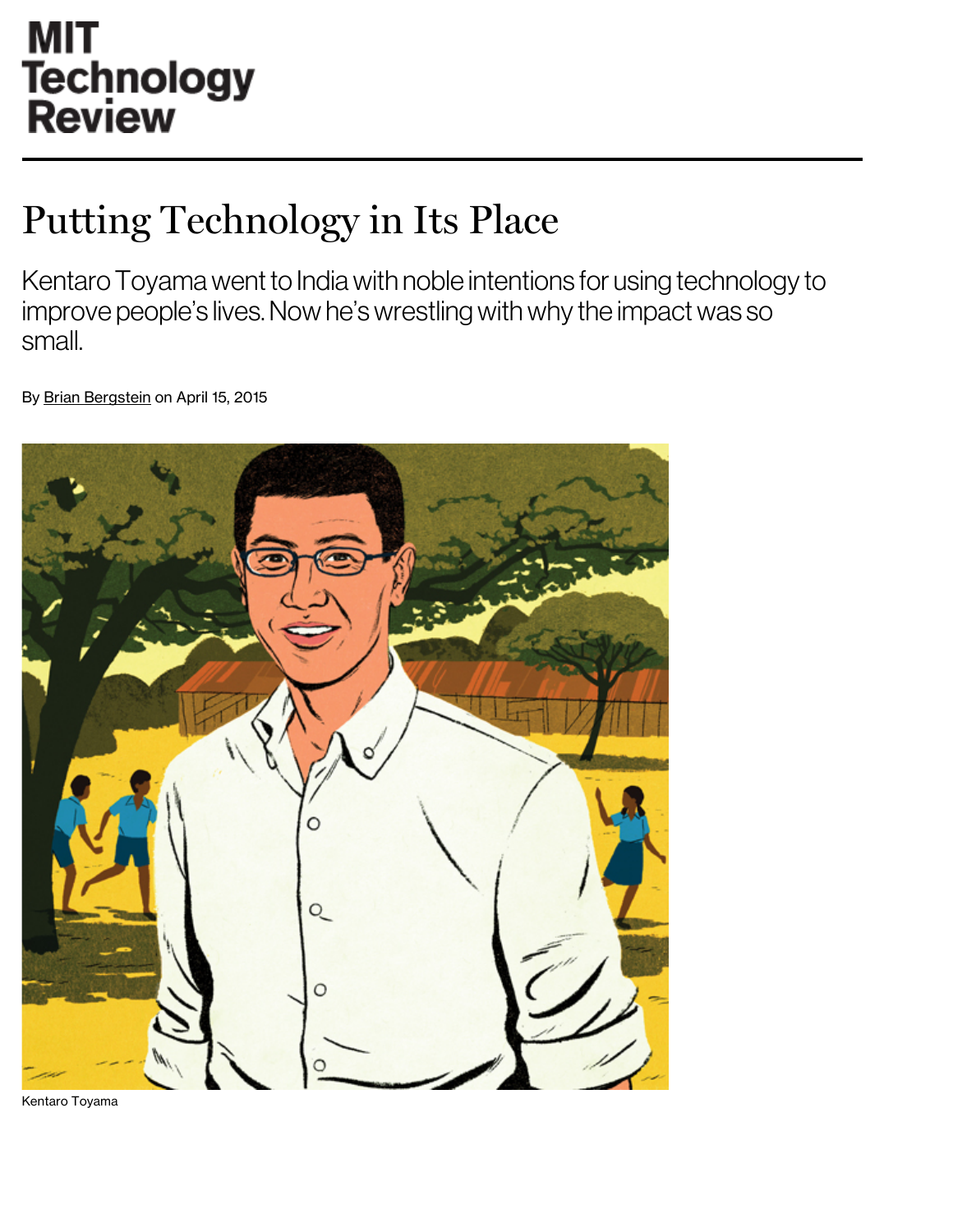MIT Technology Review

# Putting Technology in Its Place

Kentaro Toyama went to India with noble intentions for using technology to improve people's lives. Now he's wrestling with why the impact was so small.

By Brian Bergstein on April 15, 2015

Kentaro Toyama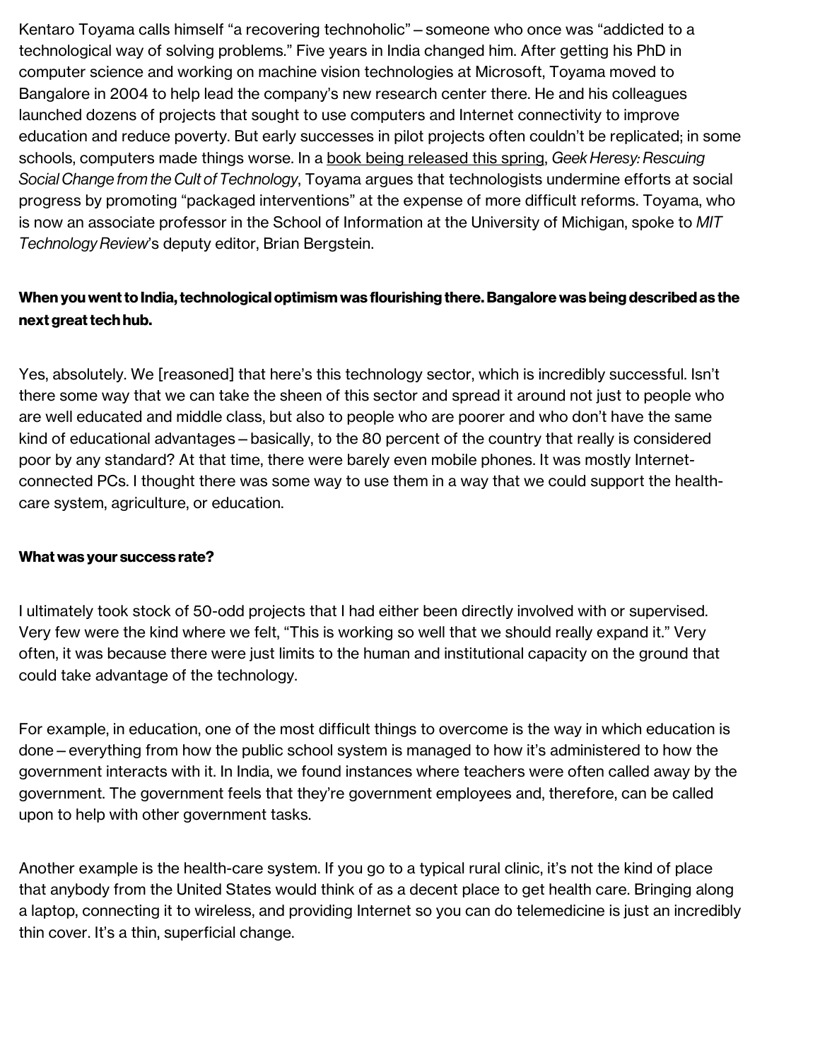Kentaro Toyama calls himself "a recovering technoholic"—someone who once was "addicted to a technological way of solving problems." Five years in India changed him. After getting his PhD in computer science and working on machine vision technologies at Microsoft, Toyama moved to Bangalore in 2004 to help lead the company's new research center there. He and his colleagues launched dozens of projects that sought to use computers and Internet connectivity to improve education and reduce poverty. But early successes in pilot projects often couldn't be replicated; in some schools, computers made things worse. In a book being released this spring, *Geek Heresy: Rescuing Social Change from the Cult of Technology*, Toyama argues that technologists undermine efforts at social progress by promoting "packaged interventions" at the expense of more difficult reforms. Toyama, who is now an associate professor in the School of Information at the University of Michigan, spoke to *MIT Technology Review*'s deputy editor, Brian Bergstein.

**When you went to India, technological optimism was flourishing there. Bangalore was being described as the next great tech hub.**

Yes, absolutely. We [reasoned] that here's this technology sector, which is incredibly successful. Isn't there some way that we can take the sheen of this sector and spread it around not just to people who are well educated and middle class, but also to people who are poorer and who don't have the same kind of educational advantages—basically, to the 80 percent of the country that really is considered poor by any standard? At that time, there were barely even mobile phones. It was mostly Internet-connected PCs. I thought there was some way to use them in a way that we could support the health-care system, agriculture, or education.

**What was your success rate?**

I ultimately took stock of 50-odd projects that I had either been directly involved with or supervised. Very few were the kind where we felt, "This is working so well that we should really expand it." Very often, it was because there were just limits to the human and institutional capacity on the ground that could take advantage of the technology.

For example, in education, one of the most difficult things to overcome is the way in which education is done—everything from how the public school system is managed to how it's administered to how the government interacts with it. In India, we found instances where teachers were often called away by the government. The government feels that they're government employees and, therefore, can be called upon to help with other government tasks.

Another example is the health-care system. If you go to a typical rural clinic, it's not the kind of place that anybody from the United States would think of as a decent place to get health care. Bringing along a laptop, connecting it to wireless, and providing Internet so you can do telemedicine is just an incredibly thin cover. It's a thin, superficial change.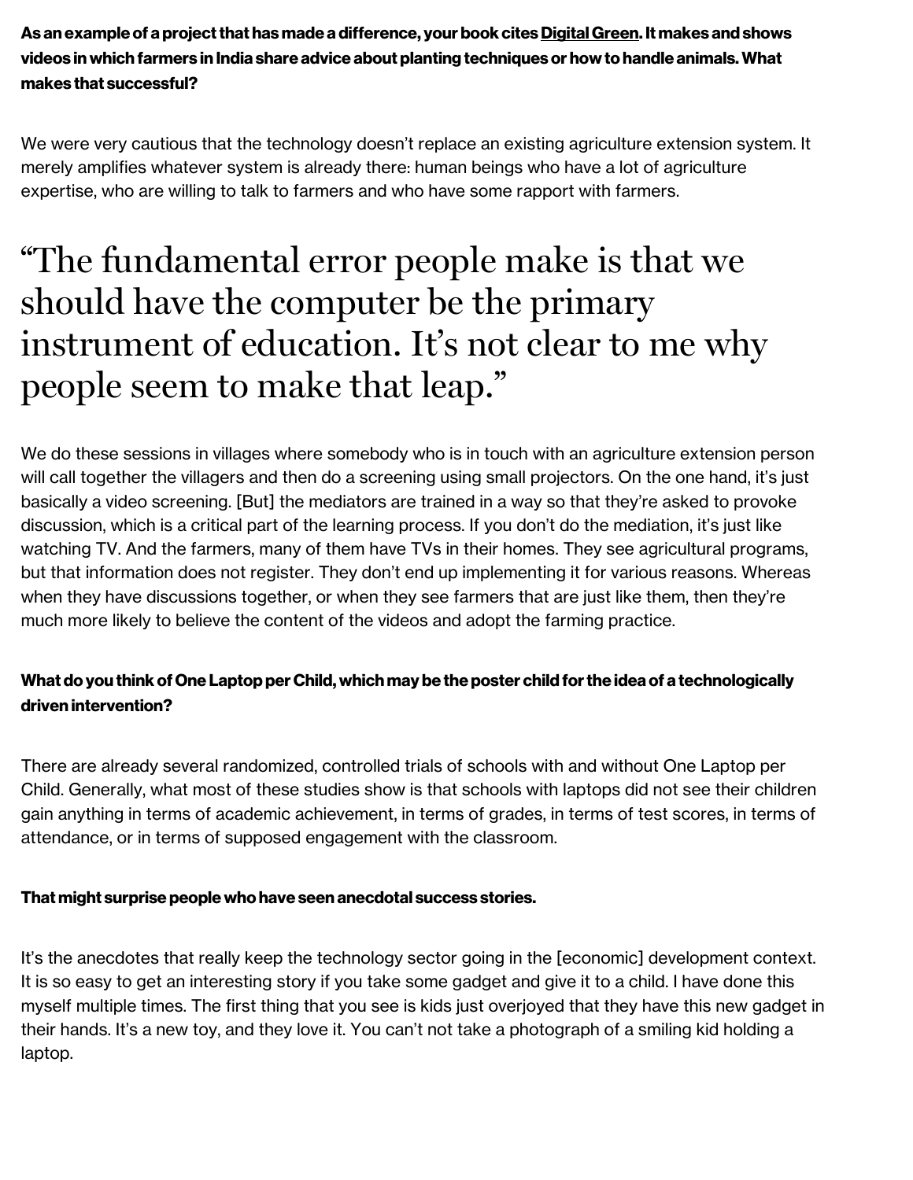**As an example of a project that has made a difference, your book cites Digital Green. It makes and shows videos in which farmers in India share advice about planting techniques or how to handle animals. What makes that successful?**

We were very cautious that the technology doesn't replace an existing agriculture extension system. It merely amplifies whatever system is already there: human beings who have a lot of agriculture expertise, who are willing to talk to farmers and who have some rapport with farmers.

> "The fundamental error people make is that we should have the computer be the primary instrument of education. It's not clear to me why people seem to make that leap."

We do these sessions in villages where somebody who is in touch with an agriculture extension person will call together the villagers and then do a screening using small projectors. On the one hand, it's just basically a video screening. [But] the mediators are trained in a way so that they're asked to provoke discussion, which is a critical part of the learning process. If you don't do the mediation, it's just like watching TV. And the farmers, many of them have TVs in their homes. They see agricultural programs, but that information does not register. They don't end up implementing it for various reasons. Whereas when they have discussions together, or when they see farmers that are just like them, then they're much more likely to believe the content of the videos and adopt the farming practice.

**What do you think of One Laptop per Child, which may be the poster child for the idea of a technologically driven intervention?**

There are already several randomized, controlled trials of schools with and without One Laptop per Child. Generally, what most of these studies show is that schools with laptops did not see their children gain anything in terms of academic achievement, in terms of grades, in terms of test scores, in terms of attendance, or in terms of supposed engagement with the classroom.

**That might surprise people who have seen anecdotal success stories.**

It's the anecdotes that really keep the technology sector going in the [economic] development context. It is so easy to get an interesting story if you take some gadget and give it to a child. I have done this myself multiple times. The first thing that you see is kids just overjoyed that they have this new gadget in their hands. It's a new toy, and they love it. You can't not take a photograph of a smiling kid holding a laptop.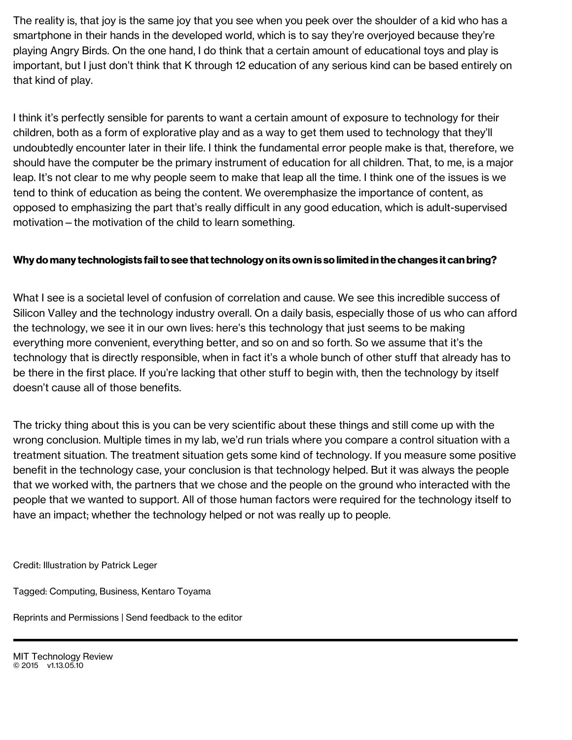The reality is, that joy is the same joy that you see when you peek over the shoulder of a kid who has a smartphone in their hands in the developed world, which is to say they're overjoyed because they're playing Angry Birds. On the one hand, I do think that a certain amount of educational toys and play is important, but I just don't think that K through 12 education of any serious kind can be based entirely on that kind of play.

I think it's perfectly sensible for parents to want a certain amount of exposure to technology for their children, both as a form of explorative play and as a way to get them used to technology that they'll undoubtedly encounter later in their life. I think the fundamental error people make is that, therefore, we should have the computer be the primary instrument of education for all children. That, to me, is a major leap. It's not clear to me why people seem to make that leap all the time. I think one of the issues is we tend to think of education as being the content. We overemphasize the importance of content, as opposed to emphasizing the part that's really difficult in any good education, which is adult-supervised motivation – the motivation of the child to learn something.

**Why do many technologists fail to see that technology on its own is so limited in the changes it can bring?**

What I see is a societal level of confusion of correlation and cause. We see this incredible success of Silicon Valley and the technology industry overall. On a daily basis, especially those of us who can afford the technology, we see it in our own lives: here's this technology that just seems to be making everything more convenient, everything better, and so on and so forth. So we assume that it's the technology that is directly responsible, when in fact it's a whole bunch of other stuff that already has to be there in the first place. If you're lacking that other stuff to begin with, then the technology by itself doesn't cause all of those benefits.

The tricky thing about this is you can be very scientific about these things and still come up with the wrong conclusion. Multiple times in my lab, we'd run trials where you compare a control situation with a treatment situation. The treatment situation gets some kind of technology. If you measure some positive benefit in the technology case, your conclusion is that technology helped. But it was always the people that we worked with, the partners that we chose and the people on the ground who interacted with the people that we wanted to support. All of those human factors were required for the technology itself to have an impact; whether the technology helped or not was really up to people.

Credit: Illustration by Patrick Leger

Tagged: Computing, Business, Kentaro Toyama

Reprints and Permissions | Send feedback to the editor

MIT Technology Review
© 2015 v1.13.05.10